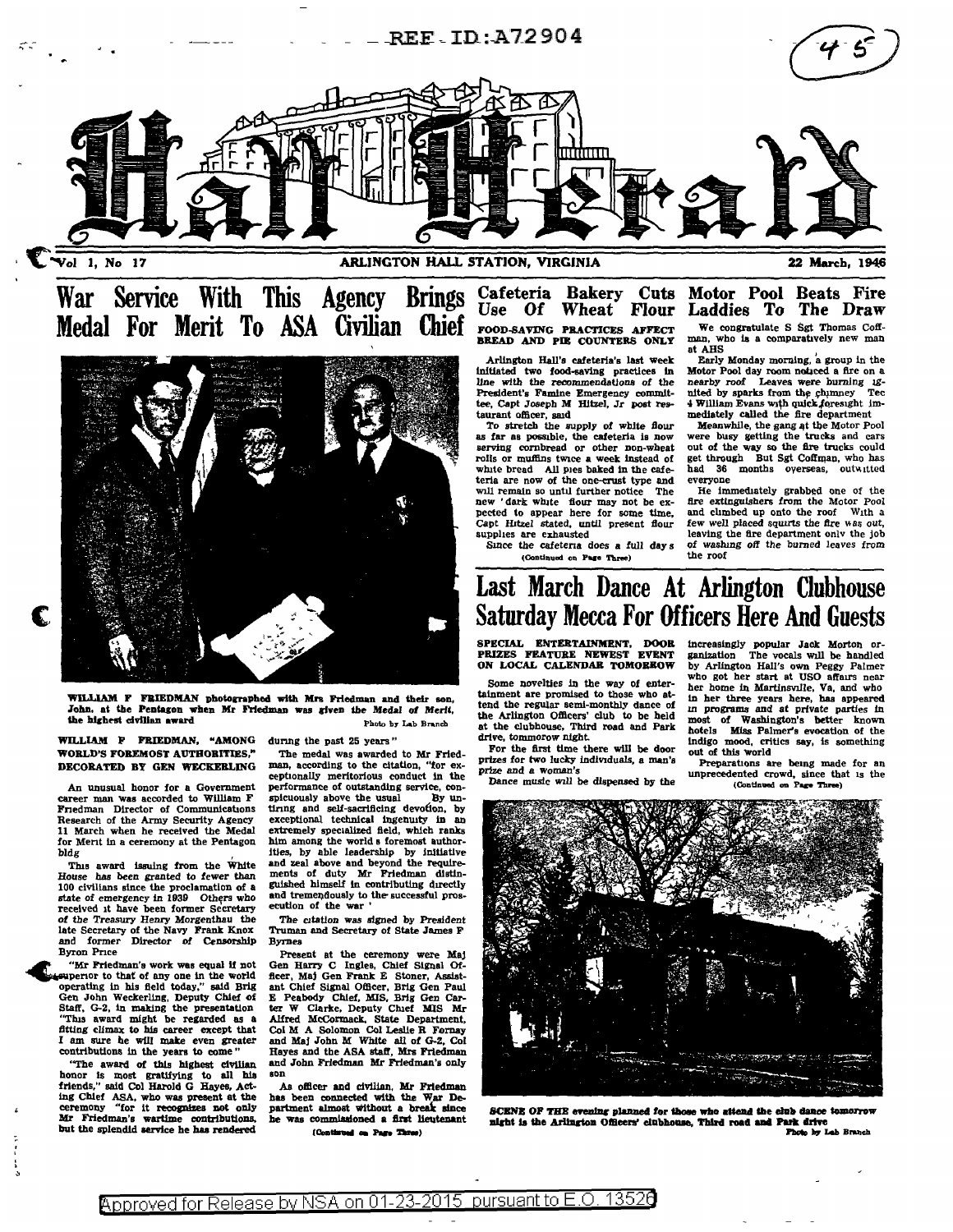REF ID:A72904

45

# Hall Herald

Vol 1, No 17 — ARLINGTON HALL STATION, VIRGINIA — 22 March, 1946

## War Service With This Agency Brings Medal For Merit To ASA Civilian Chief

WILLIAM F FRIEDMAN photographed with Mrs Friedman and their son, John, at the Pentagon when Mr Friedman was given the Medal of Merit, the highest civilian award — Photo by Lab Branch

### WILLIAM F FRIEDMAN, "AMONG WORLD'S FOREMOST AUTHORITIES," DECORATED BY GEN WECKERLING

An unusual honor for a Government career man was accorded to William F Friedman Director of Communications Research of the Army Security Agency 11 March when he received the Medal for Merit in a ceremony at the Pentagon bldg

This award issuing from the White House has been granted to fewer than 100 civilians since the proclamation of a state of emergency in 1939 Others who received it have been former Secretary of the Treasury Henry Morgenthau the late Secretary of the Navy Frank Knox and former Director of Censorship Byron Price

"Mr Friedman's work was equal if not superior to that of any one in the world operating in his field today," said Brig Gen John Weckerling, Deputy Chief of Staff, G-2, in making the presentation "This award might be regarded as a fitting climax to his career except that I am sure he will make even greater contributions in the years to come"

"The award of this highest civilian honor is most gratifying to all his friends," said Col Harold G Hayes, Acting Chief ASA, who was present at the ceremony "for it recognizes not only Mr Friedman's wartime contributions, but the splendid service he has rendered during the past 25 years"

The medal was awarded to Mr Friedman, according to the citation, "for exceptionally meritorious conduct in the performance of outstanding service, conspicuously above the usual By untiring and self-sacrificing devotion, by exceptional technical ingenuity in an extremely specialized field, which ranks him among the world's foremost authorities, by able leadership by initiative and zeal above and beyond the requirements of duty Mr Friedman distinguished himself in contributing directly and tremendously to the successful prosecution of the war"

The citation was signed by President Truman and Secretary of State James F Byrnes

Present at the ceremony were Maj Gen Harry C Ingles, Chief Signal Officer, Maj Gen Frank E Stoner, Assistant Chief Signal Officer, Brig Gen Paul E Peabody Chief, MIS, Brig Gen Carter W Clarke, Deputy Chief MIS Mr Alfred McCormack, State Department, Col M A Solomon Col Leslie R Forney and Maj John M White all of G-2, Col Hayes and the ASA staff, Mrs Friedman and John Friedman Mr Friedman's only son

As officer and civilian, Mr Friedman has been connected with the War Department almost without a break since he was commissioned a first lieutenant

(Continued on Page Three)

## Cafeteria Bakery Cuts Use Of Wheat Flour

### FOOD-SAVING PRACTICES AFFECT BREAD AND PIE COUNTERS ONLY

Arlington Hall's cafeteria's last week initiated two food-saving practices in line with the recommendations of the President's Famine Emergency committee, Capt Joseph M Hitzel, Jr post restaurant officer, said

To stretch the supply of white flour as far as possible, the cafeteria is now serving cornbread or other non-wheat rolls or muffins twice a week instead of white bread All pies baked in the cafeteria are now of the one-crust type and will remain so until further notice The new 'dark white flour may not be expected to appear here for some time, Capt Hitzel stated, until present flour supplies are exhausted

Since the cafeteria does a full day's

(Continued on Page Three)

## Motor Pool Beats Fire Laddies To The Draw

We congratulate S Sgt Thomas Coffman, who is a comparatively new man at AHS

Early Monday morning, a group in the Motor Pool day room noticed a fire on a nearby roof Leaves were burning ignited by sparks from the chimney Tec 4 William Evans with quick foresight immediately called the fire department

Meanwhile, the gang at the Motor Pool were busy getting the trucks and cars out of the way so the fire trucks could get through But Sgt Coffman, who has had 36 months overseas, outwitted everyone

He immediately grabbed one of the fire extinguishers from the Motor Pool and climbed up onto the roof With a few well placed squirts the fire was out, leaving the fire department only the job of washing off the burned leaves from the roof

## Last March Dance At Arlington Clubhouse Saturday Mecca For Officers Here And Guests

### SPECIAL ENTERTAINMENT, DOOR PRIZES FEATURE NEWEST EVENT ON LOCAL CALENDAR TOMORROW

Some novelties in the way of entertainment are promised to those who attend the regular semi-monthly dance of the Arlington Officers' club to be held at the clubhouse, Third road and Park drive, tomorrow night.

For the first time there will be door prizes for two lucky individuals, a man's prize and a woman's

Dance music will be dispensed by the increasingly popular Jack Morton organization The vocals will be handled by Arlington Hall's own Peggy Palmer who got her start at USO affairs near her home in Martinsville, Va, and who in her three years here, has appeared in programs and at private parties in most of Washington's better known hotels Miss Palmer's evocation of the indigo mood, critics say, is something out of this world

Preparations are being made for an unprecedented crowd, since that is the

(Continued on Page Three)

SCENE OF THE evening planned for those who attend the club dance tomorrow night is the Arlington Officers' clubhouse, Third road and Park drive — Photo by Lab Branch

Approved for Release by NSA on 01-23-2015 pursuant to E.O. 13526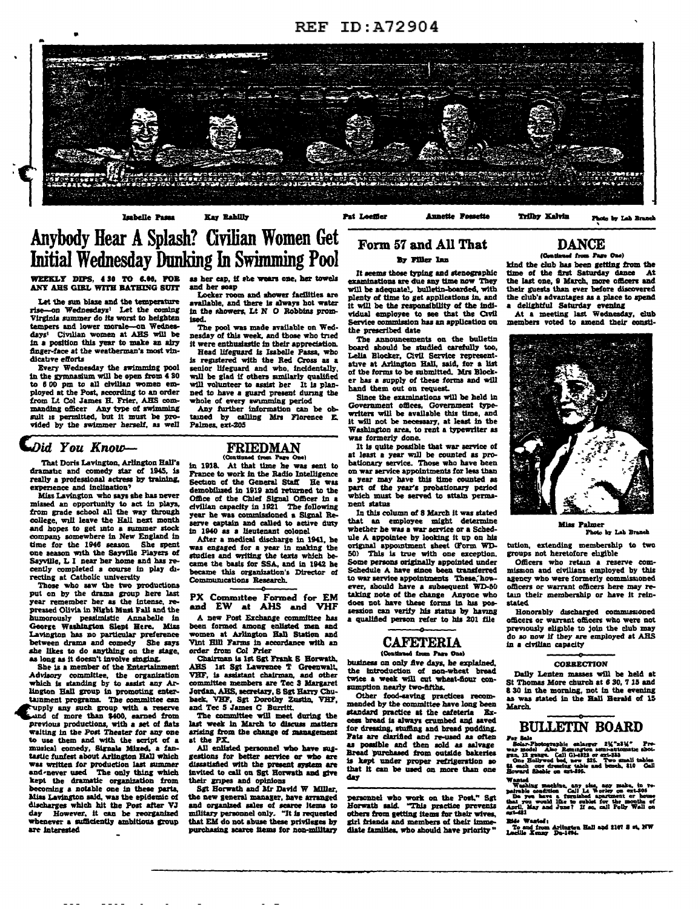REF ID:A72904

Isabelle Passa    Kay Rahilly    Pat Loeffler    Annette Fossette    Trilby Kalvin    Photo by Lab Branch

# Anybody Hear A Splash? Civilian Women Get Initial Wednesday Dunking In Swimming Pool

**WEEKLY DIPS, 4 30 TO 6.00, FOR ANY AHS GIRL WITH BATHING SUIT**

Let the sun blaze and the temperature rise—on Wednesdays! Let the coming Virginia summer do its worst to heighten tempers and lower morale—on Wednesdays! Civilian women at AHS will be in a position this year to make an airy finger-face at the weatherman's most vindicative efforts

Every Wednesday the swimming pool in the gymnasium will be open from 4 30 to 6 00 pm to all civilian women employed at the Post, according to an order from Lt Col James H. Frier, AHS commanding officer Any type of swimming suit is permitted, but it must be provided by the swimmer herself, as well as her cap, if she wears one, her towels and her soap

Locker room and shower facilities are available, and there is always hot water in the showers, Lt N O Robbins promised.

The pool was made available on Wednesday of this week, and those who tried it were enthusiastic in their appreciation.

Head lifeguard is Isabelle Passa, who is registered with the Red Cross as a senior lifeguard and who, incidentally, will be glad if others similarly qualified will volunteer to assist her It is planned to have a guard present during the whole of every swimming period

Any further information can be obtained by calling Mrs Florence E. Palmes, ext-205

## *Did You Know—*

That Doris Lavington, Arlington Hall's dramatic and comedy star of 1945, is really a professional actress by training, experience and inclination?

Miss Lavington who says she has never missed an opportunity to act in plays, from grade school all the way through college, will leave the Hall next month and hopes to get into a summer stock company somewhere in New England in time for the 1946 season She spent one season with the Sayville Players of Sayville, L I near her home and has recently completed a course in play directing at Catholic university

Those who saw the two productions put on by the drama group here last year remember her as the intense, repressed Olivia in Night Must Fall and the humorously pessimistic Annabelle in George Washington Slept Here. Miss Lavington has no particular preference between drama and comedy She says she likes to do anything on the stage, as long as it doesn't involve singing.

She is a member of the Entertainment Advisory committee, the organization which is standing by to assist any Arlington Hall group in promoting entertainment programs. The committee can supply any such group with a reserve fund of more than $400, earned from previous productions, with a set of flats waiting in the Post Theater for any one to use them and with the script of a musical comedy, Signals Mixed, a fantastic funfest about Arlington Hall which was written for production last summer and never used The only thing which kept the dramatic organization from becoming a notable one in these parts, Miss Lavington said, was the epidemic of discharges which hit the Post after VJ day However, it can be reorganized whenever a sufficiently ambitious group are interested

## FRIEDMAN

(Continued from Page One)

in 1918. At that time he was sent to France to work in the Radio Intelligence Section of the General Staff He was demobilized in 1919 and returned to the Office of the Chief Signal Officer in a civilian capacity in 1921 The following year he was commissioned a Signal Reserve captain and called to active duty in 1940 as a lieutenant colonel

After a medical discharge in 1941, he was engaged for a year in making the studies and writing the texts which became the basis for SSA, and in 1942 he became this organization's Director of Communications Research.

## PX Committee Formed for EM and EW at AHS and VHF

A new Post Exchange committee has been formed among enlisted men and women at Arlington Hall Station and Vint Hill Farms in accordance with an order from Col Frier

Chairman is 1st Sgt Frank S Horwath, AHS 1st Sgt Lawrence T Greenwalt, VHF, is assistant chairman, and other committee members are Tec 3 Margaret Jordan, AHS, secretary, S Sgt Harry Chuback, VHF, Sgt Dorothy Zustin, VHF, and Tec 5 James C Burritt.

The committee will meet during the last week in March to discuss matters arising from the change of management at the PX.

All enlisted personnel who have suggestions for better service or who are dissatisfied with the present system are invited to call on Sgt Horwath and give their gripes and opinions

Sgt Horwath and Mr David W Miller, the new general manager, have arranged and organized sales of scarce items to military personnel only. "It is requested that EM do not abuse these privileges by purchasing scarce items for non-military personnel who work on the Post," Sgt Horwath said. "This practice prevents others from getting items for their wives, girl friends and members of their immediate families, who should have priority"

## Form 57 and All That

By Filler Inn

*It seems those typing and stenographic examinations are due any time now They will be adequate!, bulletin-boarded, with plenty of time to get applications in, and it will be the responsibility of the individual employee to see that the Civil Service commission has an application on the prescribed date*

The announcements on the bulletin board should be studied carefully too, Lelia Blocker, Civil Service representative at Arlington Hall, said, for a list of the forms to be submitted. Mrs Blocker has a supply of these forms and will hand them out on request.

Since the examinations will be held in Government offices, Government typewriters will be available this time, and it will not be necessary, at least in the Washington area, to rent a typewriter as was formerly done.

It is quite possible that war service of at least a year will be counted as probationary service. Those who have been on war service appointments for less than a year may have this time counted as part of the year's probationary period which must be served to attain permanent status

In this column of 8 March it was stated that an employee might determine whether he was a war service or a Schedule A appointee by looking it up on his original appointment sheet (Form WD-50) This is true with one exception. Some persons originally appointed under Schedule A have since been transferred to war service appointments These, however, should have a subsequent WD-50 taking note of the change Anyone who does not have these forms in his possession can verify his status by having a qualified person refer to his 201 file

## CAFETERIA

(Continued from Page One)

business on only five days, he explained, the introduction of non-wheat bread twice a week will cut wheat-flour consumption nearly two-fifths.

Other food-saving practices recommended by the committee have long been standard practice at the cafeteria Excess bread is always crumbed and saved for dressing, stuffing and bread pudding. Fats are clarified and re-used as often as possible and then sold as salvage Bread purchased from outside bakeries is kept under proper refrigeration so that it can be used on more than one day

## DANCE

(Continued from Page One)

kind the club has been getting from the time of the first Saturday dance At the last one, 9 March, more officers and their guests than ever before discovered the club's advantages as a place to spend a delightful Saturday evening

At a meeting last Wednesday, club members voted to amend their constitution, extending membership to two groups not heretofore eligible

Miss Palmer
Photo by Lab Branch

Officers who retain a reserve commission and civilians employed by this agency who were formerly commissioned officers or warrant officers here may retain their membership or have it reinstated

Honorably discharged commissioned officers or warrant officers who were not previously eligible to join the club may do so now if they are employed at AHS in a civilian capacity

### CORRECTION

Daily Lenten masses will be held at St Thomas More church at 6 30, 7 15 and 8 30 in the morning, not in the evening as was stated in the Hall Herald of 15 March.

## BULLETIN BOARD

**For Sale**

Solar-Photographic enlarger 2¼"x3¼" Pre-war model Also Remington semi-automatic shotgun, 12 gauge. Call Gl-4823 or ext-353

One Hollywood bed, new $25. Two small tables $4 each one dressing table and bench, $10 Call Howard Steele on ext-395.

**Wanted**

Washing machine, any size, any make, in repairable condition Call Lt Worley on ext-506

Do you have a furnished apartment or house that you would like to sublet for the months of April, May and June? If so, call Polly Wall on ext-481

**Ride Wanted:**

To and from Arlington Hall and 2107 S st, NW Lucille Kenny Du-1494.